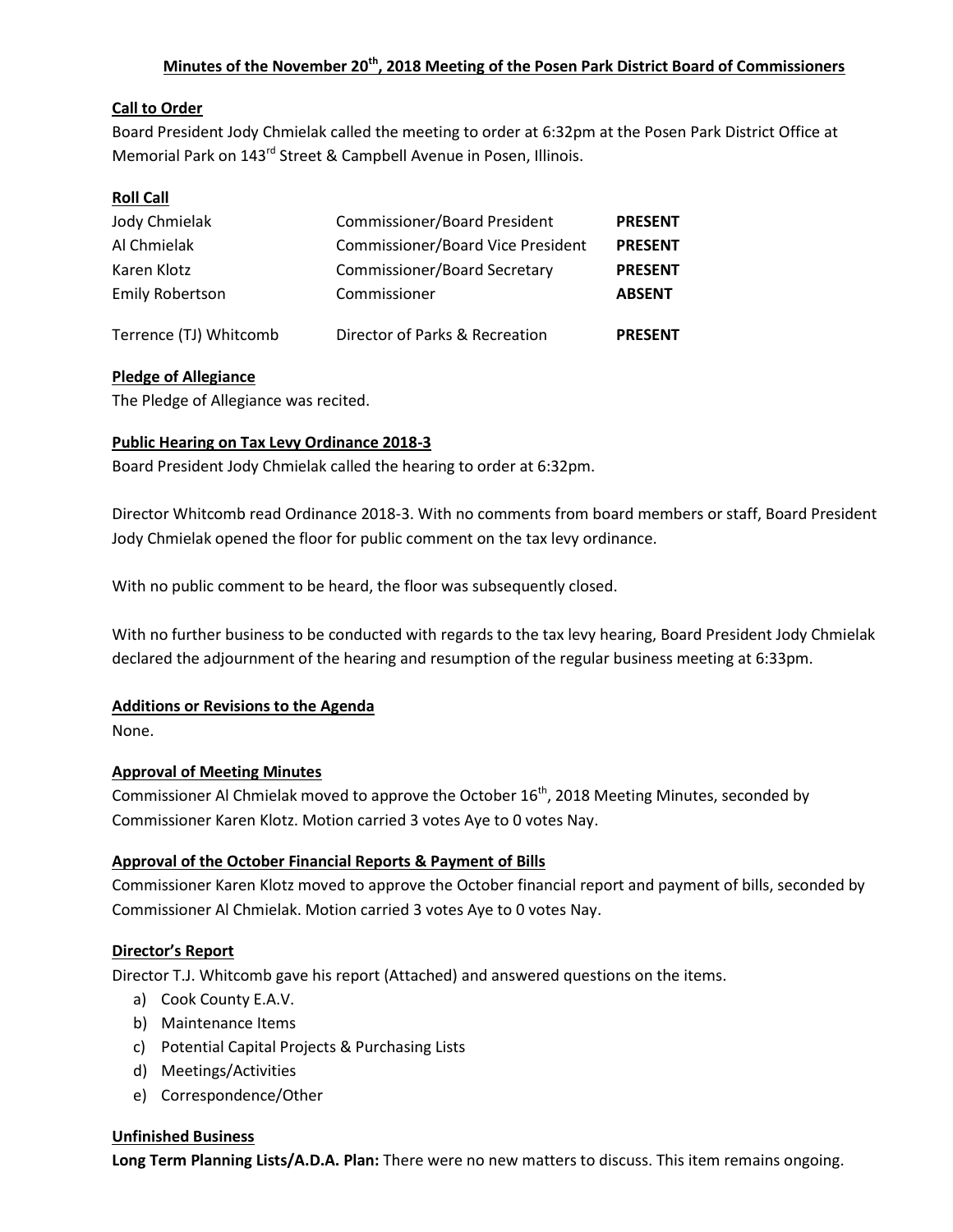# Minutes of the November 20th, 2018 Meeting of the Posen Park District Board of Commissioners

**Call to Order**

Board President Jody Chmielak called the meeting to order at 6:32pm at the Posen Park District Office at Memorial Park on 143rd Street & Campbell Avenue in Posen, Illinois.

**Roll Call**

| | | |
|---|---|---|
| Jody Chmielak | Commissioner/Board President | **PRESENT** |
| Al Chmielak | Commissioner/Board Vice President | **PRESENT** |
| Karen Klotz | Commissioner/Board Secretary | **PRESENT** |
| Emily Robertson | Commissioner | **ABSENT** |
| Terrence (TJ) Whitcomb | Director of Parks & Recreation | **PRESENT** |

**Pledge of Allegiance**

The Pledge of Allegiance was recited.

**Public Hearing on Tax Levy Ordinance 2018-3**

Board President Jody Chmielak called the hearing to order at 6:32pm.

Director Whitcomb read Ordinance 2018-3. With no comments from board members or staff, Board President Jody Chmielak opened the floor for public comment on the tax levy ordinance.

With no public comment to be heard, the floor was subsequently closed.

With no further business to be conducted with regards to the tax levy hearing, Board President Jody Chmielak declared the adjournment of the hearing and resumption of the regular business meeting at 6:33pm.

**Additions or Revisions to the Agenda**

None.

**Approval of Meeting Minutes**

Commissioner Al Chmielak moved to approve the October 16th, 2018 Meeting Minutes, seconded by Commissioner Karen Klotz. Motion carried 3 votes Aye to 0 votes Nay.

**Approval of the October Financial Reports & Payment of Bills**

Commissioner Karen Klotz moved to approve the October financial report and payment of bills, seconded by Commissioner Al Chmielak. Motion carried 3 votes Aye to 0 votes Nay.

**Director's Report**

Director T.J. Whitcomb gave his report (Attached) and answered questions on the items.

a) Cook County E.A.V.
b) Maintenance Items
c) Potential Capital Projects & Purchasing Lists
d) Meetings/Activities
e) Correspondence/Other

**Unfinished Business**

**Long Term Planning Lists/A.D.A. Plan:** There were no new matters to discuss. This item remains ongoing.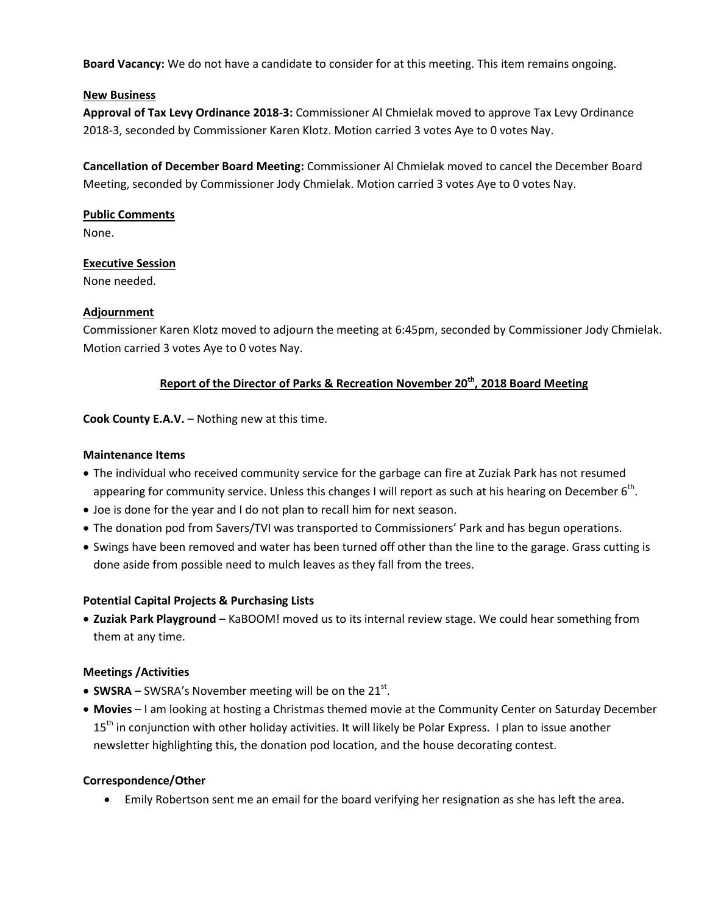**Board Vacancy:** We do not have a candidate to consider for at this meeting. This item remains ongoing.

**New Business**

**Approval of Tax Levy Ordinance 2018-3:** Commissioner Al Chmielak moved to approve Tax Levy Ordinance 2018-3, seconded by Commissioner Karen Klotz. Motion carried 3 votes Aye to 0 votes Nay.

**Cancellation of December Board Meeting:** Commissioner Al Chmielak moved to cancel the December Board Meeting, seconded by Commissioner Jody Chmielak. Motion carried 3 votes Aye to 0 votes Nay.

**Public Comments**

None.

**Executive Session**

None needed.

**Adjournment**

Commissioner Karen Klotz moved to adjourn the meeting at 6:45pm, seconded by Commissioner Jody Chmielak. Motion carried 3 votes Aye to 0 votes Nay.

## Report of the Director of Parks & Recreation November 20th, 2018 Board Meeting

**Cook County E.A.V.** – Nothing new at this time.

**Maintenance Items**

- The individual who received community service for the garbage can fire at Zuziak Park has not resumed appearing for community service. Unless this changes I will report as such at his hearing on December 6th.
- Joe is done for the year and I do not plan to recall him for next season.
- The donation pod from Savers/TVI was transported to Commissioners' Park and has begun operations.
- Swings have been removed and water has been turned off other than the line to the garage. Grass cutting is done aside from possible need to mulch leaves as they fall from the trees.

**Potential Capital Projects & Purchasing Lists**

- **Zuziak Park Playground** – KaBOOM! moved us to its internal review stage. We could hear something from them at any time.

**Meetings /Activities**

- **SWSRA** – SWSRA's November meeting will be on the 21st.
- **Movies** – I am looking at hosting a Christmas themed movie at the Community Center on Saturday December 15th in conjunction with other holiday activities. It will likely be Polar Express. I plan to issue another newsletter highlighting this, the donation pod location, and the house decorating contest.

**Correspondence/Other**

- Emily Robertson sent me an email for the board verifying her resignation as she has left the area.